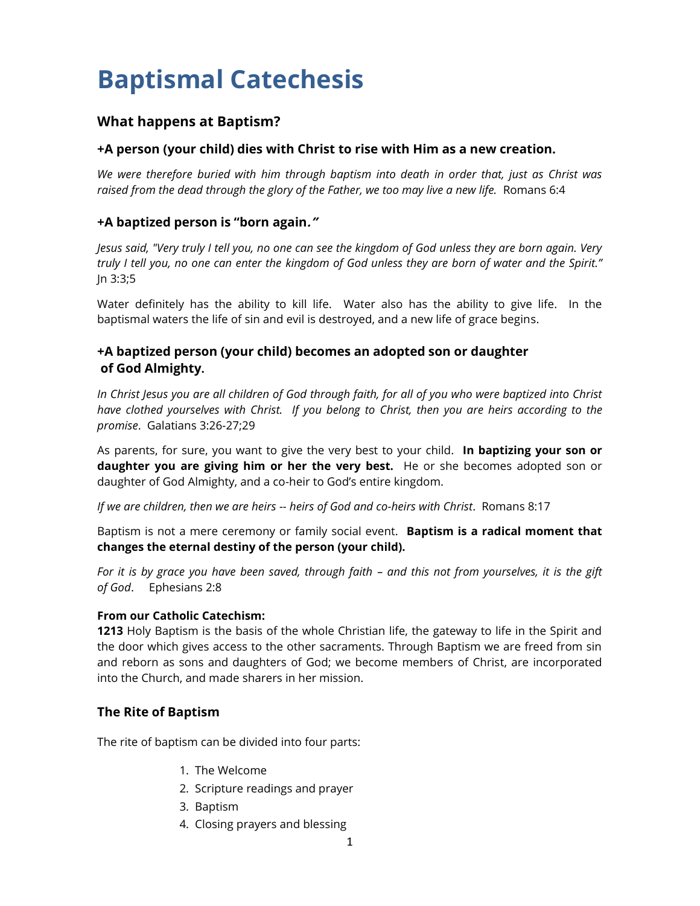# Baptismal Catechesis

## What happens at Baptism?

### +A person (your child) dies with Christ to rise with Him as a new creation.

*We were therefore buried with him through baptism into death in order that, just as Christ was raised from the dead through the glory of the Father, we too may live a new life.* Romans 6:4

### +A baptized person is "born again."

*Jesus said, "Very truly I tell you, no one can see the kingdom of God unless they are born again. Very truly I tell you, no one can enter the kingdom of God unless they are born of water and the Spirit."* Jn 3:3;5

Water definitely has the ability to kill life. Water also has the ability to give life. In the baptismal waters the life of sin and evil is destroyed, and a new life of grace begins.

### +A baptized person (your child) becomes an adopted son or daughter of God Almighty.

*In Christ Jesus you are all children of God through faith, for all of you who were baptized into Christ have clothed yourselves with Christ. If you belong to Christ, then you are heirs according to the promise*. Galatians 3:26-27;29

As parents, for sure, you want to give the very best to your child. **In baptizing your son or daughter you are giving him or her the very best.** He or she becomes adopted son or daughter of God Almighty, and a co-heir to God's entire kingdom.

*If we are children, then we are heirs -- heirs of God and co-heirs with Christ*. Romans 8:17

Baptism is not a mere ceremony or family social event. **Baptism is a radical moment that changes the eternal destiny of the person (your child).**

*For it is by grace you have been saved, through faith – and this not from yourselves, it is the gift of God*. Ephesians 2:8

**From our Catholic Catechism:**
**1213** Holy Baptism is the basis of the whole Christian life, the gateway to life in the Spirit and the door which gives access to the other sacraments. Through Baptism we are freed from sin and reborn as sons and daughters of God; we become members of Christ, are incorporated into the Church, and made sharers in her mission.

## The Rite of Baptism

The rite of baptism can be divided into four parts:

1. The Welcome
2. Scripture readings and prayer
3. Baptism
4. Closing prayers and blessing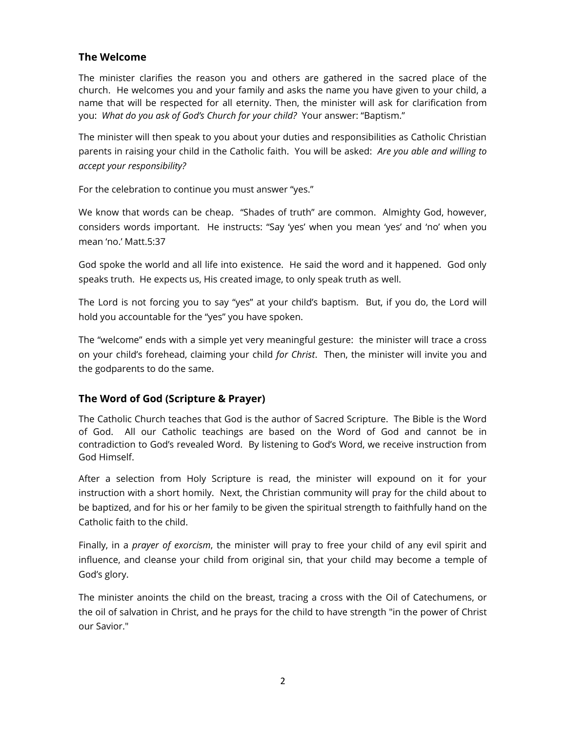## The Welcome

The minister clarifies the reason you and others are gathered in the sacred place of the church. He welcomes you and your family and asks the name you have given to your child, a name that will be respected for all eternity. Then, the minister will ask for clarification from you: *What do you ask of God's Church for your child?* Your answer: "Baptism."

The minister will then speak to you about your duties and responsibilities as Catholic Christian parents in raising your child in the Catholic faith. You will be asked: *Are you able and willing to accept your responsibility?*

For the celebration to continue you must answer "yes."

We know that words can be cheap. "Shades of truth" are common. Almighty God, however, considers words important. He instructs: "Say 'yes' when you mean 'yes' and 'no' when you mean 'no.' Matt.5:37

God spoke the world and all life into existence. He said the word and it happened. God only speaks truth. He expects us, His created image, to only speak truth as well.

The Lord is not forcing you to say "yes" at your child's baptism. But, if you do, the Lord will hold you accountable for the "yes" you have spoken.

The "welcome" ends with a simple yet very meaningful gesture: the minister will trace a cross on your child's forehead, claiming your child *for Christ*. Then, the minister will invite you and the godparents to do the same.

## The Word of God (Scripture & Prayer)

The Catholic Church teaches that God is the author of Sacred Scripture. The Bible is the Word of God. All our Catholic teachings are based on the Word of God and cannot be in contradiction to God's revealed Word. By listening to God's Word, we receive instruction from God Himself.

After a selection from Holy Scripture is read, the minister will expound on it for your instruction with a short homily. Next, the Christian community will pray for the child about to be baptized, and for his or her family to be given the spiritual strength to faithfully hand on the Catholic faith to the child.

Finally, in a *prayer of exorcism*, the minister will pray to free your child of any evil spirit and influence, and cleanse your child from original sin, that your child may become a temple of God's glory.

The minister anoints the child on the breast, tracing a cross with the Oil of Catechumens, or the oil of salvation in Christ, and he prays for the child to have strength "in the power of Christ our Savior."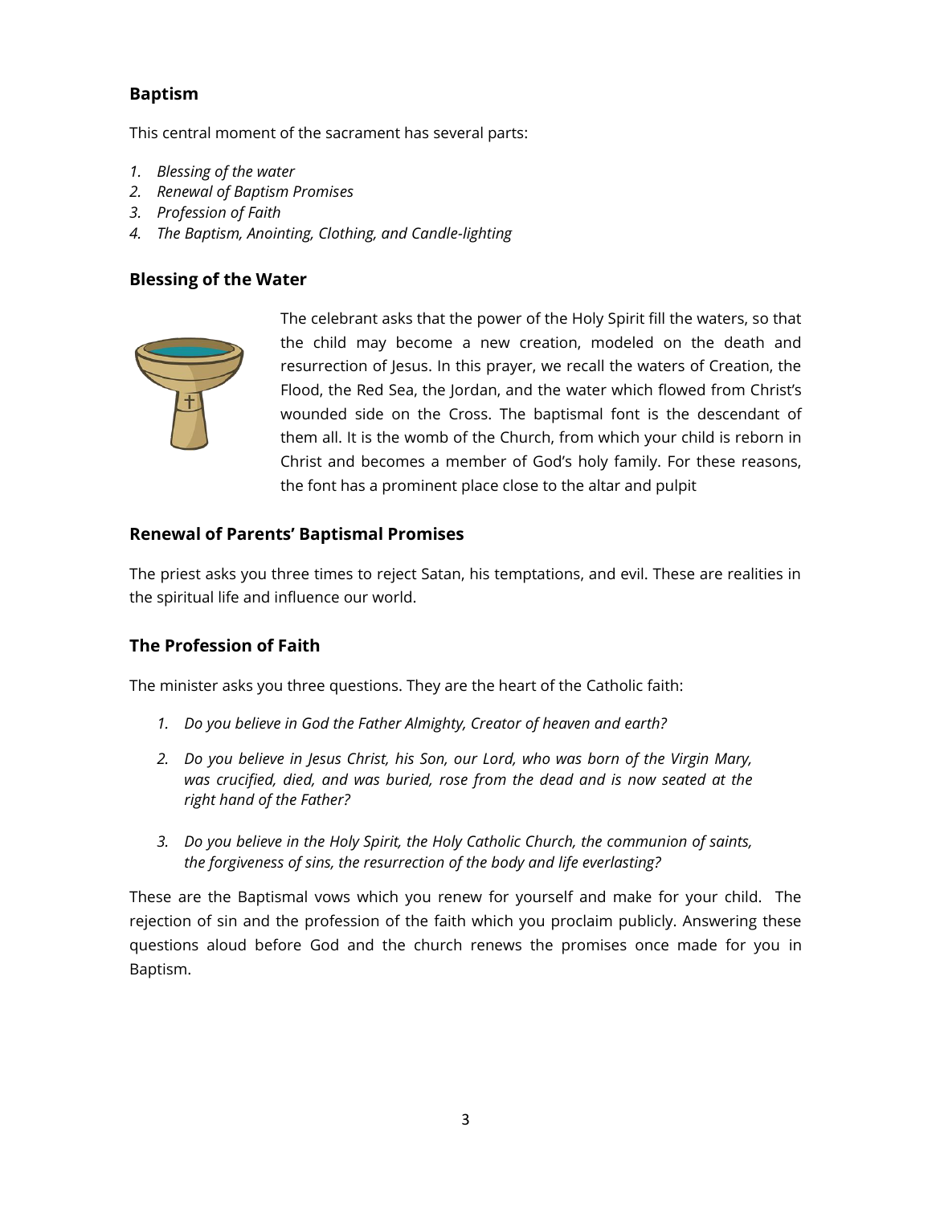## Baptism

This central moment of the sacrament has several parts:

1. *Blessing of the water*
2. *Renewal of Baptism Promises*
3. *Profession of Faith*
4. *The Baptism, Anointing, Clothing, and Candle-lighting*

## Blessing of the Water

The celebrant asks that the power of the Holy Spirit fill the waters, so that the child may become a new creation, modeled on the death and resurrection of Jesus. In this prayer, we recall the waters of Creation, the Flood, the Red Sea, the Jordan, and the water which flowed from Christ's wounded side on the Cross. The baptismal font is the descendant of them all. It is the womb of the Church, from which your child is reborn in Christ and becomes a member of God's holy family. For these reasons, the font has a prominent place close to the altar and pulpit

## Renewal of Parents' Baptismal Promises

The priest asks you three times to reject Satan, his temptations, and evil. These are realities in the spiritual life and influence our world.

## The Profession of Faith

The minister asks you three questions. They are the heart of the Catholic faith:

1. *Do you believe in God the Father Almighty, Creator of heaven and earth?*
2. *Do you believe in Jesus Christ, his Son, our Lord, who was born of the Virgin Mary, was crucified, died, and was buried, rose from the dead and is now seated at the right hand of the Father?*
3. *Do you believe in the Holy Spirit, the Holy Catholic Church, the communion of saints, the forgiveness of sins, the resurrection of the body and life everlasting?*

These are the Baptismal vows which you renew for yourself and make for your child. The rejection of sin and the profession of the faith which you proclaim publicly. Answering these questions aloud before God and the church renews the promises once made for you in Baptism.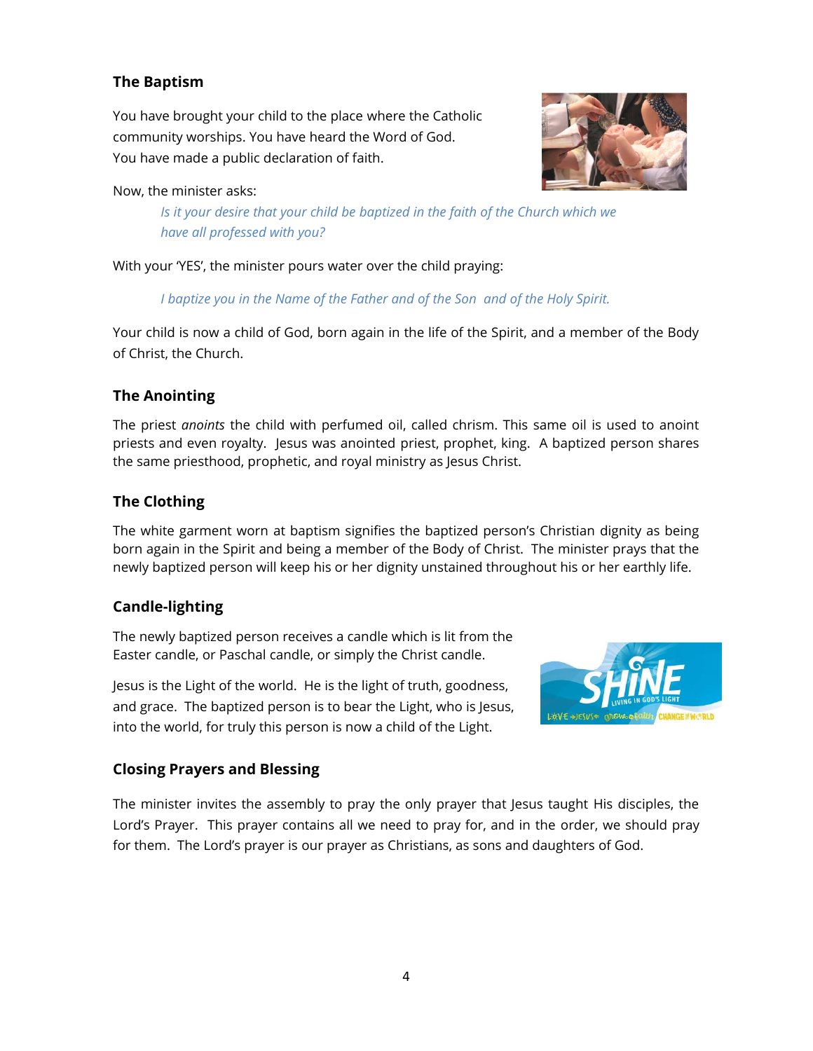## The Baptism

You have brought your child to the place where the Catholic community worships. You have heard the Word of God. You have made a public declaration of faith.

Now, the minister asks:

> *Is it your desire that your child be baptized in the faith of the Church which we have all professed with you?*

With your 'YES', the minister pours water over the child praying:

> *I baptize you in the Name of the Father and of the Son and of the Holy Spirit.*

Your child is now a child of God, born again in the life of the Spirit, and a member of the Body of Christ, the Church.

## The Anointing

The priest *anoints* the child with perfumed oil, called chrism. This same oil is used to anoint priests and even royalty. Jesus was anointed priest, prophet, king. A baptized person shares the same priesthood, prophetic, and royal ministry as Jesus Christ.

## The Clothing

The white garment worn at baptism signifies the baptized person's Christian dignity as being born again in the Spirit and being a member of the Body of Christ. The minister prays that the newly baptized person will keep his or her dignity unstained throughout his or her earthly life.

## Candle-lighting

The newly baptized person receives a candle which is lit from the Easter candle, or Paschal candle, or simply the Christ candle.

Jesus is the Light of the world. He is the light of truth, goodness, and grace. The baptized person is to bear the Light, who is Jesus, into the world, for truly this person is now a child of the Light.

## Closing Prayers and Blessing

The minister invites the assembly to pray the only prayer that Jesus taught His disciples, the Lord's Prayer. This prayer contains all we need to pray for, and in the order, we should pray for them. The Lord's prayer is our prayer as Christians, as sons and daughters of God.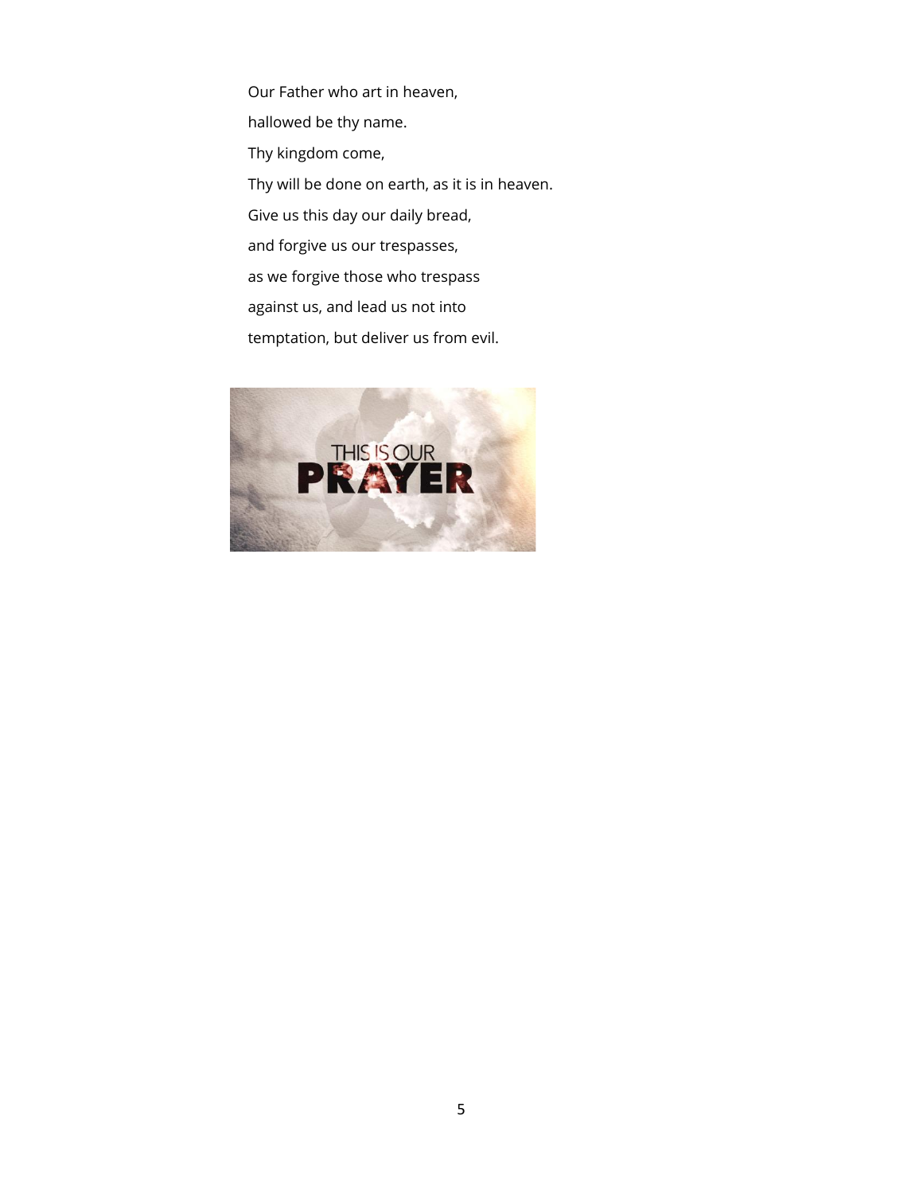Our Father who art in heaven,

hallowed be thy name.

Thy kingdom come,

Thy will be done on earth, as it is in heaven.

Give us this day our daily bread,

and forgive us our trespasses,

as we forgive those who trespass

against us, and lead us not into

temptation, but deliver us from evil.